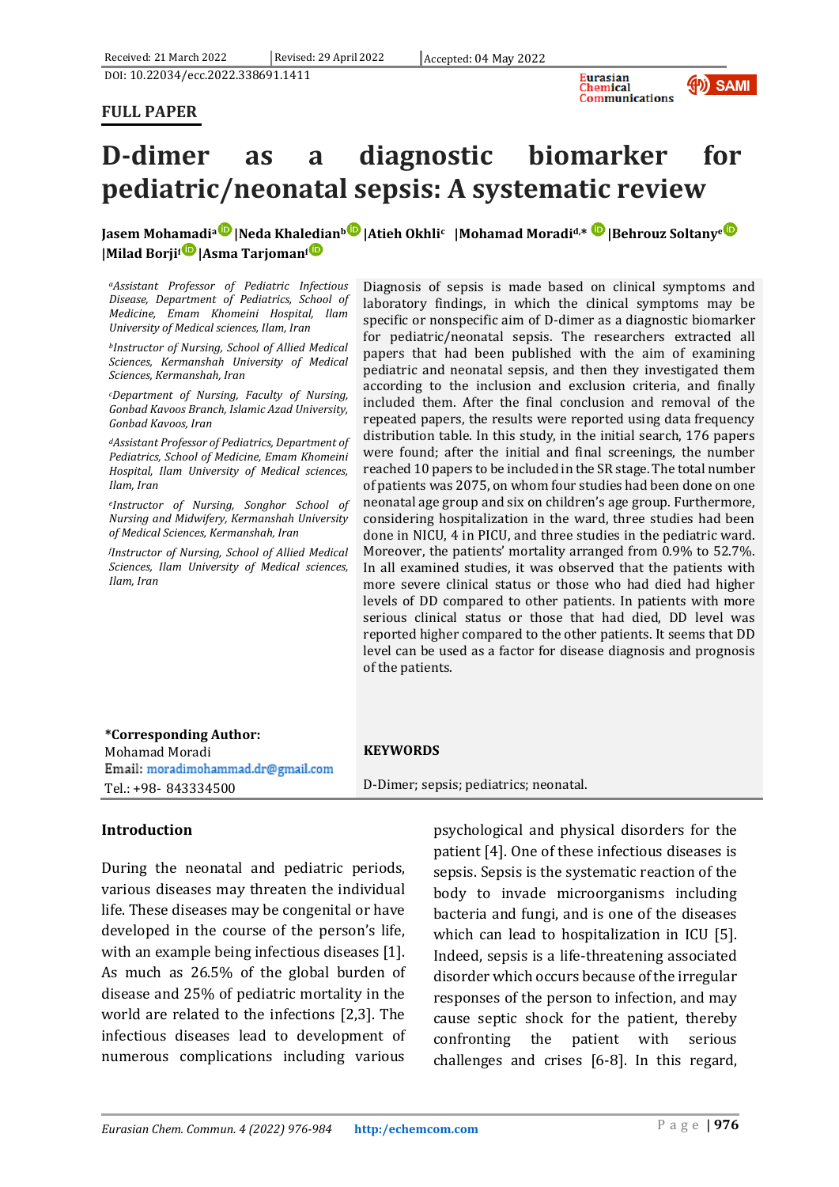Received: 21 March 2022 | Revised: 29 April 2022 | Accepted: 04 May 2022

DOI: 10.22034/ecc.2022.338691.1411

**FULL PAPER**

# D-dimer as a diagnostic biomarker for pediatric/neonatal sepsis: A systematic review

**Jasem Mohamadi[a] |Neda Khaledian[b] |Atieh Okhli[c] |Mohamad Moradi[d,*] |Behrouz Soltany[e] |Milad Borji[f] |Asma Tarjoman[f]**

[a]*Assistant Professor of Pediatric Infectious Disease, Department of Pediatrics, School of Medicine, Emam Khomeini Hospital, Ilam University of Medical sciences, Ilam, Iran*

[b]*Instructor of Nursing, School of Allied Medical Sciences, Kermanshah University of Medical Sciences, Kermanshah, Iran*

[c]*Department of Nursing, Faculty of Nursing, Gonbad Kavoos Branch, Islamic Azad University, Gonbad Kavoos, Iran*

[d]*Assistant Professor of Pediatrics, Department of Pediatrics, School of Medicine, Emam Khomeini Hospital, Ilam University of Medical sciences, Ilam, Iran*

[e]*Instructor of Nursing, Songhor School of Nursing and Midwifery, Kermanshah University of Medical Sciences, Kermanshah, Iran*

[f]*Instructor of Nursing, School of Allied Medical Sciences, Ilam University of Medical sciences, Ilam, Iran*

**\*Corresponding Author:**
Mohamad Moradi
Email: moradimohammad.dr@gmail.com
Tel.: +98- 843334500

Diagnosis of sepsis is made based on clinical symptoms and laboratory findings, in which the clinical symptoms may be specific or nonspecific aim of D-dimer as a diagnostic biomarker for pediatric/neonatal sepsis. The researchers extracted all papers that had been published with the aim of examining pediatric and neonatal sepsis, and then they investigated them according to the inclusion and exclusion criteria, and finally included them. After the final conclusion and removal of the repeated papers, the results were reported using data frequency distribution table. In this study, in the initial search, 176 papers were found; after the initial and final screenings, the number reached 10 papers to be included in the SR stage. The total number of patients was 2075, on whom four studies had been done on one neonatal age group and six on children's age group. Furthermore, considering hospitalization in the ward, three studies had been done in NICU, 4 in PICU, and three studies in the pediatric ward. Moreover, the patients' mortality arranged from 0.9% to 52.7%. In all examined studies, it was observed that the patients with more severe clinical status or those who had died had higher levels of DD compared to other patients. In patients with more serious clinical status or those that had died, DD level was reported higher compared to the other patients. It seems that DD level can be used as a factor for disease diagnosis and prognosis of the patients.

**KEYWORDS**

D-Dimer; sepsis; pediatrics; neonatal.

## Introduction

During the neonatal and pediatric periods, various diseases may threaten the individual life. These diseases may be congenital or have developed in the course of the person's life, with an example being infectious diseases [1]. As much as 26.5% of the global burden of disease and 25% of pediatric mortality in the world are related to the infections [2,3]. The infectious diseases lead to development of numerous complications including various psychological and physical disorders for the patient [4]. One of these infectious diseases is sepsis. Sepsis is the systematic reaction of the body to invade microorganisms including bacteria and fungi, and is one of the diseases which can lead to hospitalization in ICU [5]. Indeed, sepsis is a life-threatening associated disorder which occurs because of the irregular responses of the person to infection, and may cause septic shock for the patient, thereby confronting the patient with serious challenges and crises [6-8]. In this regard,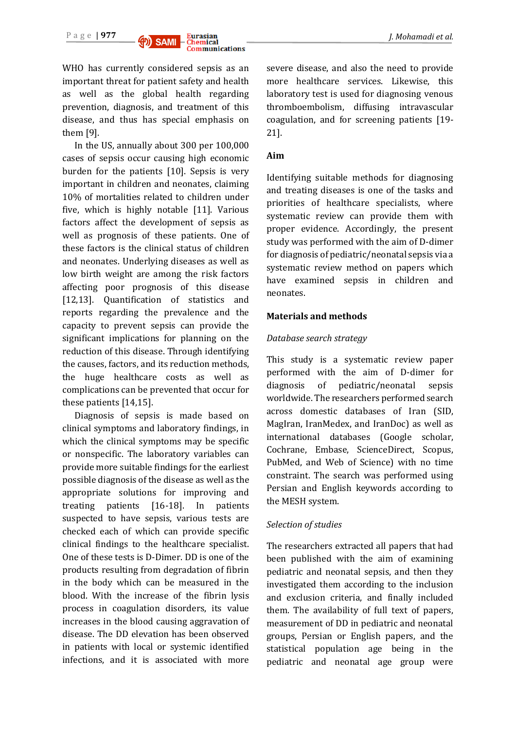WHO has currently considered sepsis as an important threat for patient safety and health as well as the global health regarding prevention, diagnosis, and treatment of this disease, and thus has special emphasis on them [9].

In the US, annually about 300 per 100,000 cases of sepsis occur causing high economic burden for the patients [10]. Sepsis is very important in children and neonates, claiming 10% of mortalities related to children under five, which is highly notable [11]. Various factors affect the development of sepsis as well as prognosis of these patients. One of these factors is the clinical status of children and neonates. Underlying diseases as well as low birth weight are among the risk factors affecting poor prognosis of this disease [12,13]. Quantification of statistics and reports regarding the prevalence and the capacity to prevent sepsis can provide the significant implications for planning on the reduction of this disease. Through identifying the causes, factors, and its reduction methods, the huge healthcare costs as well as complications can be prevented that occur for these patients [14,15].

Diagnosis of sepsis is made based on clinical symptoms and laboratory findings, in which the clinical symptoms may be specific or nonspecific. The laboratory variables can provide more suitable findings for the earliest possible diagnosis of the disease as well as the appropriate solutions for improving and treating patients [16-18]. In patients suspected to have sepsis, various tests are checked each of which can provide specific clinical findings to the healthcare specialist. One of these tests is D-Dimer. DD is one of the products resulting from degradation of fibrin in the body which can be measured in the blood. With the increase of the fibrin lysis process in coagulation disorders, its value increases in the blood causing aggravation of disease. The DD elevation has been observed in patients with local or systemic identified infections, and it is associated with more severe disease, and also the need to provide more healthcare services. Likewise, this laboratory test is used for diagnosing venous thromboembolism, diffusing intravascular coagulation, and for screening patients [19-21].

## Aim

Identifying suitable methods for diagnosing and treating diseases is one of the tasks and priorities of healthcare specialists, where systematic review can provide them with proper evidence. Accordingly, the present study was performed with the aim of D-dimer for diagnosis of pediatric/neonatal sepsis via a systematic review method on papers which have examined sepsis in children and neonates.

## Materials and methods

### *Database search strategy*

This study is a systematic review paper performed with the aim of D-dimer for diagnosis of pediatric/neonatal sepsis worldwide. The researchers performed search across domestic databases of Iran (SID, MagIran, IranMedex, and IranDoc) as well as international databases (Google scholar, Cochrane, Embase, ScienceDirect, Scopus, PubMed, and Web of Science) with no time constraint. The search was performed using Persian and English keywords according to the MESH system.

### *Selection of studies*

The researchers extracted all papers that had been published with the aim of examining pediatric and neonatal sepsis, and then they investigated them according to the inclusion and exclusion criteria, and finally included them. The availability of full text of papers, measurement of DD in pediatric and neonatal groups, Persian or English papers, and the statistical population age being in the pediatric and neonatal age group were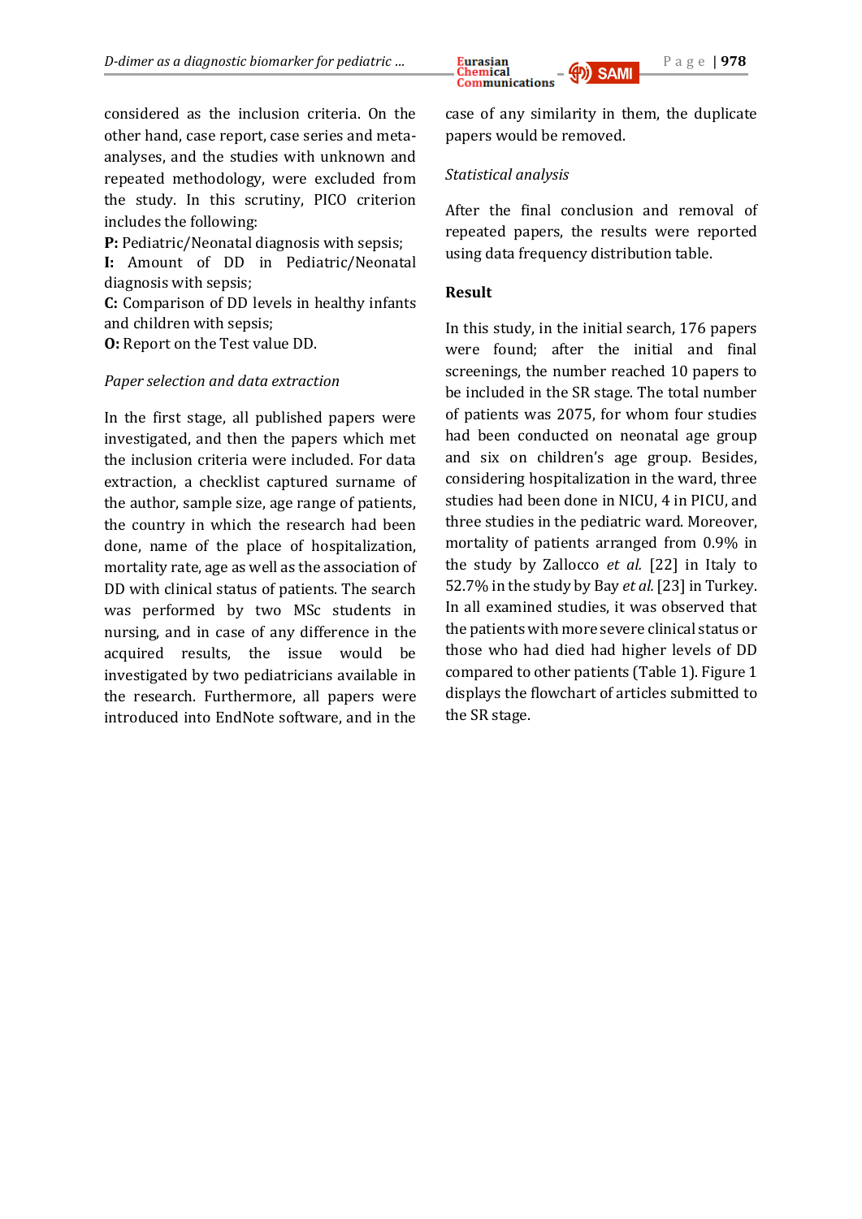considered as the inclusion criteria. On the other hand, case report, case series and meta-analyses, and the studies with unknown and repeated methodology, were excluded from the study. In this scrutiny, PICO criterion includes the following:

**P:** Pediatric/Neonatal diagnosis with sepsis;
**I:** Amount of DD in Pediatric/Neonatal diagnosis with sepsis;
**C:** Comparison of DD levels in healthy infants and children with sepsis;
**O:** Report on the Test value DD.

*Paper selection and data extraction*

In the first stage, all published papers were investigated, and then the papers which met the inclusion criteria were included. For data extraction, a checklist captured surname of the author, sample size, age range of patients, the country in which the research had been done, name of the place of hospitalization, mortality rate, age as well as the association of DD with clinical status of patients. The search was performed by two MSc students in nursing, and in case of any difference in the acquired results, the issue would be investigated by two pediatricians available in the research. Furthermore, all papers were introduced into EndNote software, and in the case of any similarity in them, the duplicate papers would be removed.

*Statistical analysis*

After the final conclusion and removal of repeated papers, the results were reported using data frequency distribution table.

## Result

In this study, in the initial search, 176 papers were found; after the initial and final screenings, the number reached 10 papers to be included in the SR stage. The total number of patients was 2075, for whom four studies had been conducted on neonatal age group and six on children's age group. Besides, considering hospitalization in the ward, three studies had been done in NICU, 4 in PICU, and three studies in the pediatric ward. Moreover, mortality of patients arranged from 0.9% in the study by Zallocco *et al.* [22] in Italy to 52.7% in the study by Bay *et al.* [23] in Turkey. In all examined studies, it was observed that the patients with more severe clinical status or those who had died had higher levels of DD compared to other patients (Table 1). Figure 1 displays the flowchart of articles submitted to the SR stage.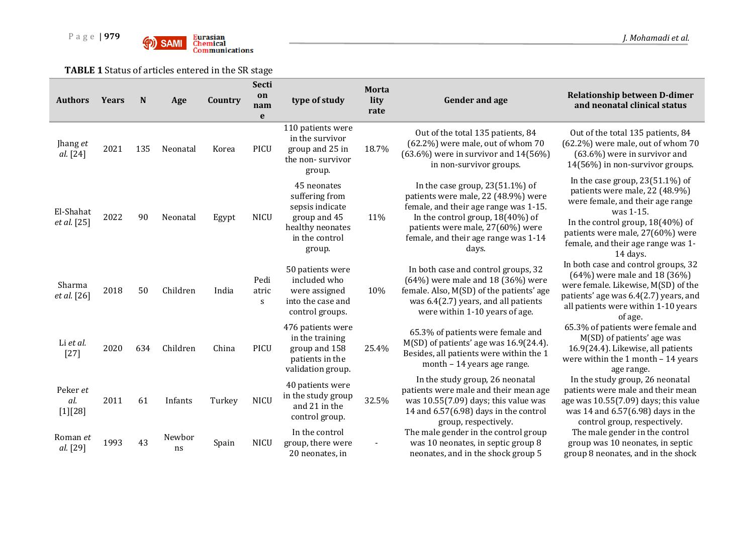**TABLE 1** Status of articles entered in the SR stage

| Authors | Years | N | Age | Country | Section name | type of study | Mortality rate | Gender and age | Relationship between D-dimer and neonatal clinical status |
|---|---|---|---|---|---|---|---|---|---|
| Jhang *et al.* [24] | 2021 | 135 | Neonatal | Korea | PICU | 110 patients were in the survivor group and 25 in the non- survivor group. | 18.7% | Out of the total 135 patients, 84 (62.2%) were male, out of whom 70 (63.6%) were in survivor and 14(56%) in non-survivor groups. | Out of the total 135 patients, 84 (62.2%) were male, out of whom 70 (63.6%) were in survivor and 14(56%) in non-survivor groups. |
| El-Shahat *et al.* [25] | 2022 | 90 | Neonatal | Egypt | NICU | 45 neonates suffering from sepsis indicate group and 45 healthy neonates in the control group. | 11% | In the case group, 23(51.1%) of patients were male, 22 (48.9%) were female, and their age range was 1-15. In the control group, 18(40%) of patients were male, 27(60%) were female, and their age range was 1-14 days. | In the case group, 23(51.1%) of patients were male, 22 (48.9%) were female, and their age range was 1-15. In the control group, 18(40%) of patients were male, 27(60%) were female, and their age range was 1-14 days. |
| Sharma *et al.* [26] | 2018 | 50 | Children | India | Pediatrics | 50 patients were included who were assigned into the case and control groups. | 10% | In both case and control groups, 32 (64%) were male and 18 (36%) were female. Also, M(SD) of the patients' age was 6.4(2.7) years, and all patients were within 1-10 years of age. | In both case and control groups, 32 (64%) were male and 18 (36%) were female. Likewise, M(SD) of the patients' age was 6.4(2.7) years, and all patients were within 1-10 years of age. |
| Li *et al.* [27] | 2020 | 634 | Children | China | PICU | 476 patients were in the training group and 158 patients in the validation group. | 25.4% | 65.3% of patients were female and M(SD) of patients' age was 16.9(24.4). Besides, all patients were within the 1 month – 14 years age range. | 65.3% of patients were female and M(SD) of patients' age was 16.9(24.4). Likewise, all patients were within the 1 month – 14 years age range. |
| Peker *et al.* [1][28] | 2011 | 61 | Infants | Turkey | NICU | 40 patients were in the study group and 21 in the control group. | 32.5% | In the study group, 26 neonatal patients were male and their mean age was 10.55(7.09) days; this value was 14 and 6.57(6.98) days in the control group, respectively. | In the study group, 26 neonatal patients were male and their mean age was 10.55(7.09) days; this value was 14 and 6.57(6.98) days in the control group, respectively. |
| Roman *et al.* [29] | 1993 | 43 | Newborns | Spain | NICU | In the control group, there were 20 neonates, in | - | The male gender in the control group was 10 neonates, in septic group 8 neonates, and in the shock group 5 | The male gender in the control group was 10 neonates, in septic group 8 neonates, and in the shock |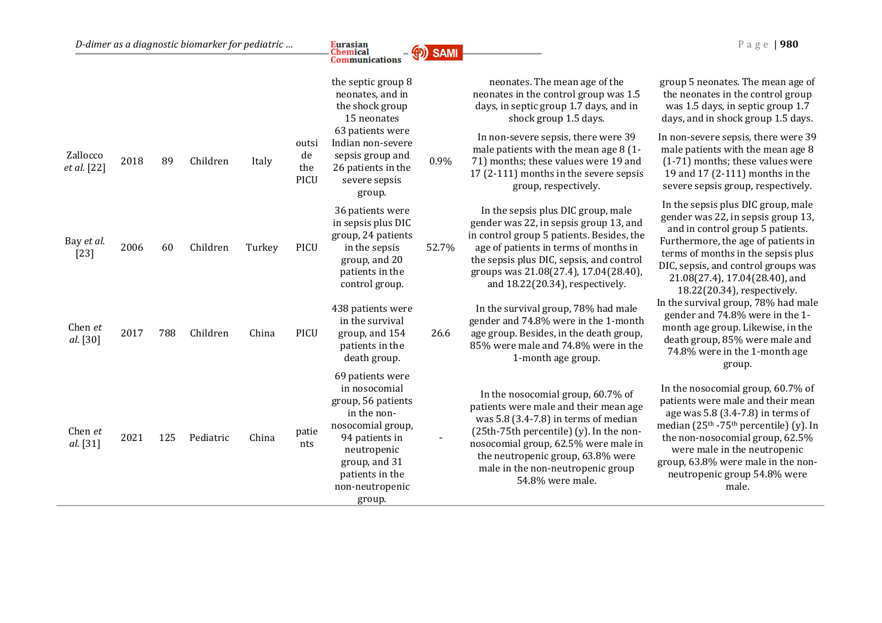| | | | | | | | | |
|---|---|---|---|---|---|---|---|---|
| | | | | | the septic group 8 neonates, and in the shock group 15 neonates | | neonates. The mean age of the neonates in the control group was 1.5 days, in septic group 1.7 days, and in shock group 1.5 days. | group 5 neonates. The mean age of the neonates in the control group was 1.5 days, in septic group 1.7 days, and in shock group 1.5 days. |
| Zallocco *et al.* [22] | 2018 | 89 | Children | Italy | outside the PICU | 63 patients were Indian non-severe sepsis group and 26 patients in the severe sepsis group. | 0.9% | In non-severe sepsis, there were 39 male patients with the mean age 8 (1-71) months; these values were 19 and 17 (2-111) months in the severe sepsis group, respectively. | In non-severe sepsis, there were 39 male patients with the mean age 8 (1-71) months; these values were 19 and 17 (2-111) months in the severe sepsis group, respectively. |
| Bay *et al.* [23] | 2006 | 60 | Children | Turkey | PICU | 36 patients were in sepsis plus DIC group, 24 patients in the sepsis group, and 20 patients in the control group. | 52.7% | In the sepsis plus DIC group, male gender was 22, in sepsis group 13, and in control group 5 patients. Besides, the age of patients in terms of months in the sepsis plus DIC, sepsis, and control groups was 21.08(27.4), 17.04(28.40), and 18.22(20.34), respectively. | In the sepsis plus DIC group, male gender was 22, in sepsis group 13, and in control group 5 patients. Furthermore, the age of patients in terms of months in the sepsis plus DIC, sepsis, and control groups was 21.08(27.4), 17.04(28.40), and 18.22(20.34), respectively. |
| Chen *et al.* [30] | 2017 | 788 | Children | China | PICU | 438 patients were in the survival group, and 154 patients in the death group. | 26.6 | In the survival group, 78% had male gender and 74.8% were in the 1-month age group. Besides, in the death group, 85% were male and 74.8% were in the 1-month age group. | In the survival group, 78% had male gender and 74.8% were in the 1-month age group. Likewise, in the death group, 85% were male and 74.8% were in the 1-month age group. |
| Chen *et al.* [31] | 2021 | 125 | Pediatric | China | patients | 69 patients were in nosocomial group, 56 patients in the non-nosocomial group, 94 patients in neutropenic group, and 31 patients in the non-neutropenic group. | - | In the nosocomial group, 60.7% of patients were male and their mean age was 5.8 (3.4-7.8) in terms of median (25th-75th percentile) (y). In the non-nosocomial group, 62.5% were male in the neutropenic group, 63.8% were male in the non-neutropenic group 54.8% were male. | In the nosocomial group, 60.7% of patients were male and their mean age was 5.8 (3.4-7.8) in terms of median ($25^{th}$-$75^{th}$ percentile) (y). In the non-nosocomial group, 62.5% were male in the neutropenic group, 63.8% were male in the non-neutropenic group 54.8% were male. |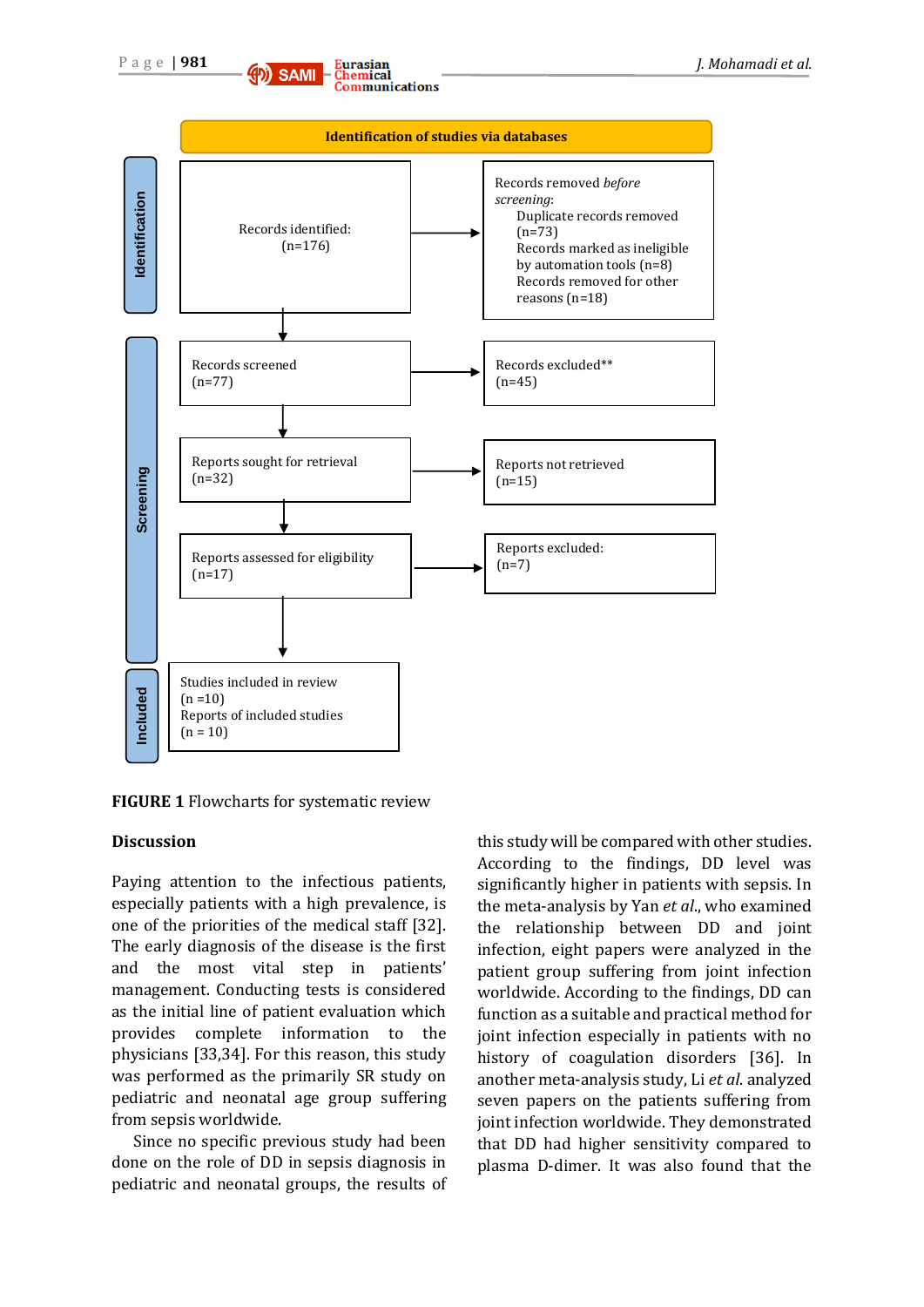**Identification of studies via databases**

**Identification**

Records identified: (n=176)

Records removed *before screening*:
- Duplicate records removed (n=73)
- Records marked as ineligible by automation tools (n=8)
- Records removed for other reasons (n=18)

**Screening**

Records screened (n=77)

Records excluded** (n=45)

Reports sought for retrieval (n=32)

Reports not retrieved (n=15)

Reports assessed for eligibility (n=17)

Reports excluded: (n=7)

**Included**

Studies included in review (n =10)
Reports of included studies (n = 10)

**FIGURE 1** Flowcharts for systematic review

## Discussion

Paying attention to the infectious patients, especially patients with a high prevalence, is one of the priorities of the medical staff [32]. The early diagnosis of the disease is the first and the most vital step in patients' management. Conducting tests is considered as the initial line of patient evaluation which provides complete information to the physicians [33,34]. For this reason, this study was performed as the primarily SR study on pediatric and neonatal age group suffering from sepsis worldwide.

Since no specific previous study had been done on the role of DD in sepsis diagnosis in pediatric and neonatal groups, the results of this study will be compared with other studies. According to the findings, DD level was significantly higher in patients with sepsis. In the meta-analysis by Yan *et al*., who examined the relationship between DD and joint infection, eight papers were analyzed in the patient group suffering from joint infection worldwide. According to the findings, DD can function as a suitable and practical method for joint infection especially in patients with no history of coagulation disorders [36]. In another meta-analysis study, Li *et al*. analyzed seven papers on the patients suffering from joint infection worldwide. They demonstrated that DD had higher sensitivity compared to plasma D-dimer. It was also found that the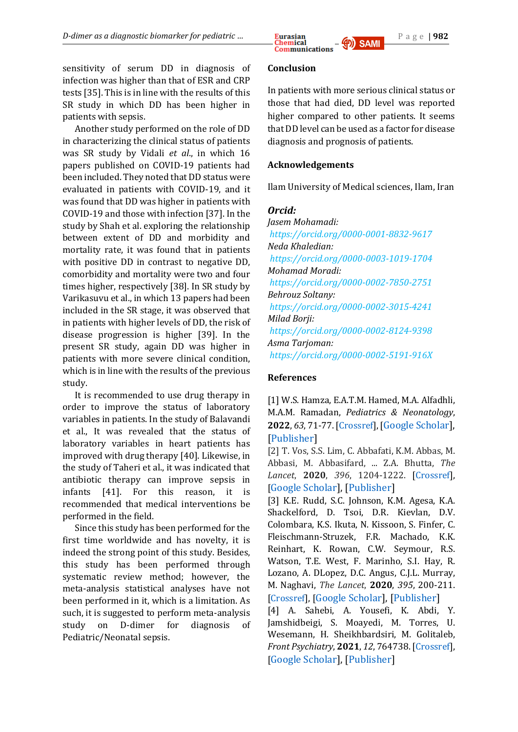sensitivity of serum DD in diagnosis of infection was higher than that of ESR and CRP tests [35]. This is in line with the results of this SR study in which DD has been higher in patients with sepsis.

Another study performed on the role of DD in characterizing the clinical status of patients was SR study by Vidali *et al*., in which 16 papers published on COVID-19 patients had been included. They noted that DD status were evaluated in patients with COVID-19, and it was found that DD was higher in patients with COVID-19 and those with infection [37]. In the study by Shah et al. exploring the relationship between extent of DD and morbidity and mortality rate, it was found that in patients with positive DD in contrast to negative DD, comorbidity and mortality were two and four times higher, respectively [38]. In SR study by Varikasuvu et al., in which 13 papers had been included in the SR stage, it was observed that in patients with higher levels of DD, the risk of disease progression is higher [39]. In the present SR study, again DD was higher in patients with more severe clinical condition, which is in line with the results of the previous study.

It is recommended to use drug therapy in order to improve the status of laboratory variables in patients. In the study of Balavandi et al., It was revealed that the status of laboratory variables in heart patients has improved with drug therapy [40]. Likewise, in the study of Taheri et al., it was indicated that antibiotic therapy can improve sepsis in infants [41]. For this reason, it is recommended that medical interventions be performed in the field.

Since this study has been performed for the first time worldwide and has novelty, it is indeed the strong point of this study. Besides, this study has been performed through systematic review method; however, the meta-analysis statistical analyses have not been performed in it, which is a limitation. As such, it is suggested to perform meta-analysis study on D-dimer for diagnosis of Pediatric/Neonatal sepsis.

## Conclusion

In patients with more serious clinical status or those that had died, DD level was reported higher compared to other patients. It seems that DD level can be used as a factor for disease diagnosis and prognosis of patients.

## Acknowledgements

Ilam University of Medical sciences, Ilam, Iran

### *Orcid:*

*Jasem Mohamadi:*
*https://orcid.org/0000-0001-8832-9617*
*Neda Khaledian:*
*https://orcid.org/0000-0003-1019-1704*
*Mohamad Moradi:*
*https://orcid.org/0000-0002-7850-2751*
*Behrouz Soltany:*
*https://orcid.org/0000-0002-3015-4241*
*Milad Borji:*
*https://orcid.org/0000-0002-8124-9398*
*Asma Tarjoman:*
*https://orcid.org/0000-0002-5191-916X*

## References

[1] W.S. Hamza, E.A.T.M. Hamed, M.A. Alfadhli, M.A.M. Ramadan, *Pediatrics & Neonatology*, **2022**, *63*, 71-77. [Crossref], [Google Scholar], [Publisher]

[2] T. Vos, S.S. Lim, C. Abbafati, K.M. Abbas, M. Abbasi, M. Abbasifard, ... Z.A. Bhutta, *The Lancet*, **2020**, *396*, 1204-1222. [Crossref], [Google Scholar], [Publisher]

[3] K.E. Rudd, S.C. Johnson, K.M. Agesa, K.A. Shackelford, D. Tsoi, D.R. Kievlan, D.V. Colombara, K.S. Ikuta, N. Kissoon, S. Finfer, C. Fleischmann-Struzek, F.R. Machado, K.K. Reinhart, K. Rowan, C.W. Seymour, R.S. Watson, T.E. West, F. Marinho, S.I. Hay, R. Lozano, A. DLopez, D.C. Angus, C.J.L. Murray, M. Naghavi, *The Lancet*, **2020**, *395*, 200-211. [Crossref], [Google Scholar], [Publisher]

[4] A. Sahebi, A. Yousefi, K. Abdi, Y. Jamshidbeigi, S. Moayedi, M. Torres, U. Wesemann, H. Sheikhbardsiri, M. Golitaleb, *Front Psychiatry*, **2021**, *12*, 764738. [Crossref], [Google Scholar], [Publisher]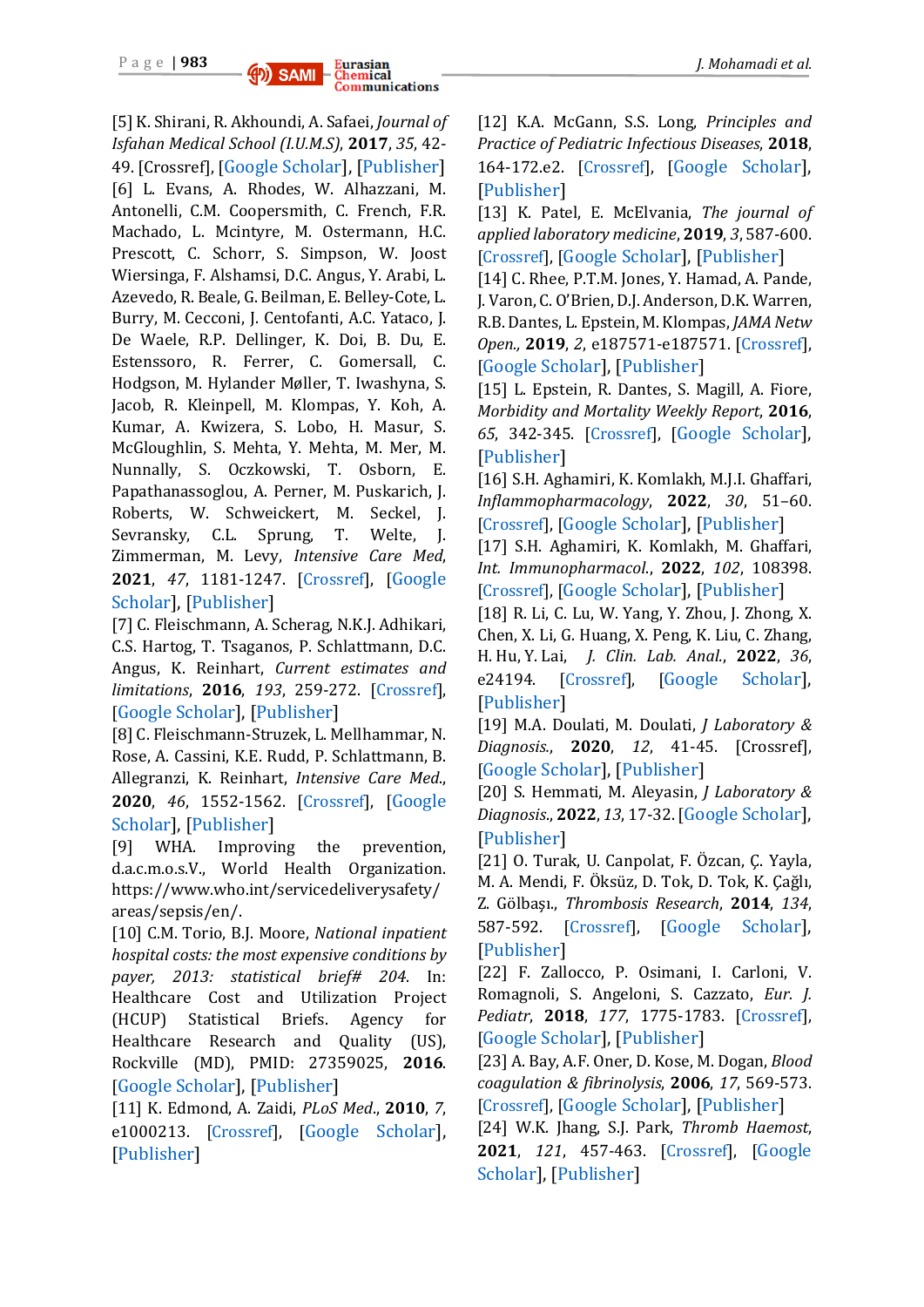[5] K. Shirani, R. Akhoundi, A. Safaei, *Journal of Isfahan Medical School (I.U.M.S)*, **2017**, *35*, 42-49. [Crossref], [Google Scholar], [Publisher]

[6] L. Evans, A. Rhodes, W. Alhazzani, M. Antonelli, C.M. Coopersmith, C. French, F.R. Machado, L. Mcintyre, M. Ostermann, H.C. Prescott, C. Schorr, S. Simpson, W. Joost Wiersinga, F. Alshamsi, D.C. Angus, Y. Arabi, L. Azevedo, R. Beale, G. Beilman, E. Belley-Cote, L. Burry, M. Cecconi, J. Centofanti, A.C. Yataco, J. De Waele, R.P. Dellinger, K. Doi, B. Du, E. Estenssoro, R. Ferrer, C. Gomersall, C. Hodgson, M. Hylander Møller, T. Iwashyna, S. Jacob, R. Kleinpell, M. Klompas, Y. Koh, A. Kumar, A. Kwizera, S. Lobo, H. Masur, S. McGloughlin, S. Mehta, Y. Mehta, M. Mer, M. Nunnally, S. Oczkowski, T. Osborn, E. Papathanassoglou, A. Perner, M. Puskarich, J. Roberts, W. Schweickert, M. Seckel, J. Sevransky, C.L. Sprung, T. Welte, J. Zimmerman, M. Levy, *Intensive Care Med*, **2021**, *47*, 1181-1247. [Crossref], [Google Scholar], [Publisher]

[7] C. Fleischmann, A. Scherag, N.K.J. Adhikari, C.S. Hartog, T. Tsaganos, P. Schlattmann, D.C. Angus, K. Reinhart, *Current estimates and limitations*, **2016**, *193*, 259-272. [Crossref], [Google Scholar], [Publisher]

[8] C. Fleischmann-Struzek, L. Mellhammar, N. Rose, A. Cassini, K.E. Rudd, P. Schlattmann, B. Allegranzi, K. Reinhart, *Intensive Care Med.*, **2020**, *46*, 1552-1562. [Crossref], [Google Scholar], [Publisher]

[9] WHA. Improving the prevention, d.a.c.m.o.s.V., World Health Organization. https://www.who.int/servicedeliverysafety/areas/sepsis/en/.

[10] C.M. Torio, B.J. Moore, *National inpatient hospital costs: the most expensive conditions by payer, 2013: statistical brief# 204*. In: Healthcare Cost and Utilization Project (HCUP) Statistical Briefs. Agency for Healthcare Research and Quality (US), Rockville (MD), PMID: 27359025, **2016**. [Google Scholar], [Publisher]

[11] K. Edmond, A. Zaidi, *PLoS Med.*, **2010**, *7*, e1000213. [Crossref], [Google Scholar], [Publisher]

[12] K.A. McGann, S.S. Long, *Principles and Practice of Pediatric Infectious Diseases*, **2018**, 164-172.e2. [Crossref], [Google Scholar], [Publisher]

[13] K. Patel, E. McElvania, *The journal of applied laboratory medicine*, **2019**, *3*, 587-600. [Crossref], [Google Scholar], [Publisher]

[14] C. Rhee, P.T.M. Jones, Y. Hamad, A. Pande, J. Varon, C. O'Brien, D.J. Anderson, D.K. Warren, R.B. Dantes, L. Epstein, M. Klompas, *JAMA Netw Open.*, **2019**, *2*, e187571-e187571. [Crossref], [Google Scholar], [Publisher]

[15] L. Epstein, R. Dantes, S. Magill, A. Fiore, *Morbidity and Mortality Weekly Report*, **2016**, *65*, 342-345. [Crossref], [Google Scholar], [Publisher]

[16] S.H. Aghamiri, K. Komlakh, M.J.I. Ghaffari, *Inflammopharmacology*, **2022**, *30*, 51–60. [Crossref], [Google Scholar], [Publisher]

[17] S.H. Aghamiri, K. Komlakh, M. Ghaffari, *Int. Immunopharmacol.*, **2022**, *102*, 108398. [Crossref], [Google Scholar], [Publisher]

[18] R. Li, C. Lu, W. Yang, Y. Zhou, J. Zhong, X. Chen, X. Li, G. Huang, X. Peng, K. Liu, C. Zhang, H. Hu, Y. Lai, *J. Clin. Lab. Anal.*, **2022**, *36*, e24194. [Crossref], [Google Scholar], [Publisher]

[19] M.A. Doulati, M. Doulati, *J Laboratory & Diagnosis.*, **2020**, *12*, 41-45. [Crossref], [Google Scholar], [Publisher]

[20] S. Hemmati, M. Aleyasin, *J Laboratory & Diagnosis.*, **2022**, *13*, 17-32. [Google Scholar], [Publisher]

[21] O. Turak, U. Canpolat, F. Özcan, Ç. Yayla, M. A. Mendi, F. Öksüz, D. Tok, D. Tok, K. Çağlı, Z. Gölbaşı., *Thrombosis Research*, **2014**, *134*, 587-592. [Crossref], [Google Scholar], [Publisher]

[22] F. Zallocco, P. Osimani, I. Carloni, V. Romagnoli, S. Angeloni, S. Cazzato, *Eur. J. Pediatr*, **2018**, *177*, 1775-1783. [Crossref], [Google Scholar], [Publisher]

[23] A. Bay, A.F. Oner, D. Kose, M. Dogan, *Blood coagulation & fibrinolysis*, **2006**, *17*, 569-573. [Crossref], [Google Scholar], [Publisher]

[24] W.K. Jhang, S.J. Park, *Thromb Haemost*, **2021**, *121*, 457-463. [Crossref], [Google Scholar], [Publisher]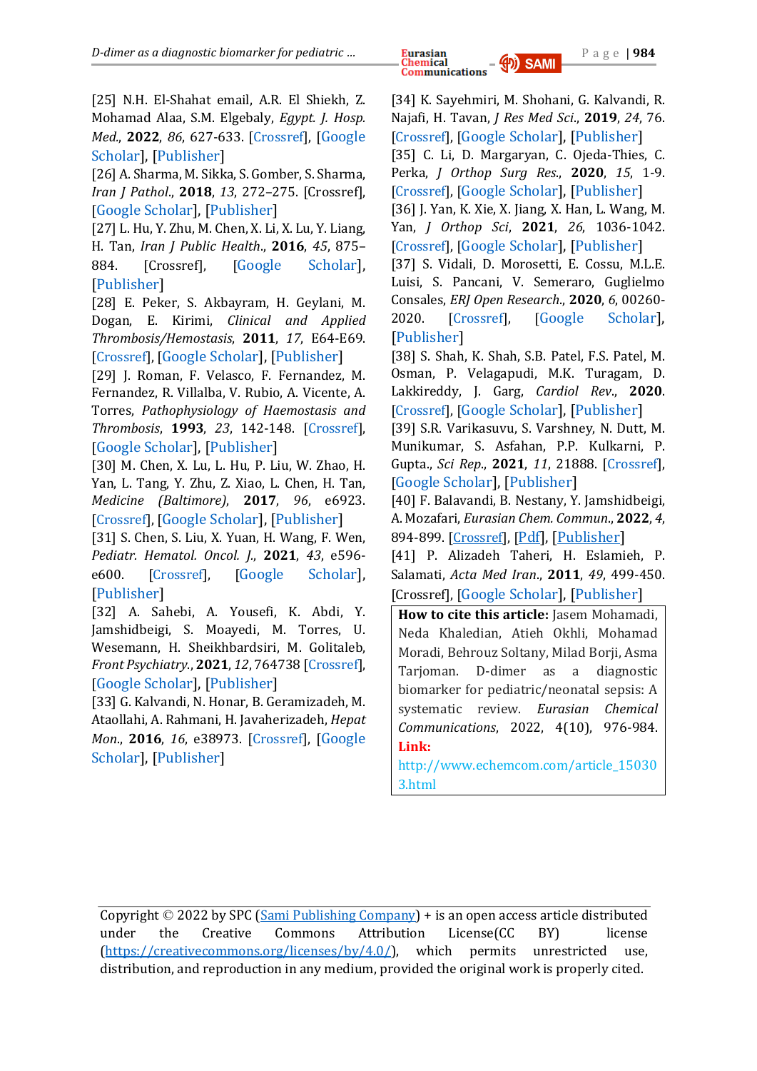[25] N.H. El-Shahat email, A.R. El Shiekh, Z. Mohamad Alaa, S.M. Elgebaly, *Egypt. J. Hosp. Med.*, **2022**, *86*, 627-633. [Crossref], [Google Scholar], [Publisher]

[26] A. Sharma, M. Sikka, S. Gomber, S. Sharma, *Iran J Pathol*., **2018**, *13*, 272–275. [Crossref], [Google Scholar], [Publisher]

[27] L. Hu, Y. Zhu, M. Chen, X. Li, X. Lu, Y. Liang, H. Tan, *Iran J Public Health*., **2016**, *45*, 875–884. [Crossref], [Google Scholar], [Publisher]

[28] E. Peker, S. Akbayram, H. Geylani, M. Dogan, E. Kirimi, *Clinical and Applied Thrombosis/Hemostasis*, **2011**, *17*, E64-E69. [Crossref], [Google Scholar], [Publisher]

[29] J. Roman, F. Velasco, F. Fernandez, M. Fernandez, R. Villalba, V. Rubio, A. Vicente, A. Torres, *Pathophysiology of Haemostasis and Thrombosis*, **1993**, *23*, 142-148. [Crossref], [Google Scholar], [Publisher]

[30] M. Chen, X. Lu, L. Hu, P. Liu, W. Zhao, H. Yan, L. Tang, Y. Zhu, Z. Xiao, L. Chen, H. Tan, *Medicine (Baltimore)*, **2017**, *96*, e6923. [Crossref], [Google Scholar], [Publisher]

[31] S. Chen, S. Liu, X. Yuan, H. Wang, F. Wen, *Pediatr. Hematol. Oncol. J*., **2021**, *43*, e596-e600. [Crossref], [Google Scholar], [Publisher]

[32] A. Sahebi, A. Yousefi, K. Abdi, Y. Jamshidbeigi, S. Moayedi, M. Torres, U. Wesemann, H. Sheikhbardsiri, M. Golitaleb, *Front Psychiatry.*, **2021**, *12*, 764738 [Crossref], [Google Scholar], [Publisher]

[33] G. Kalvandi, N. Honar, B. Geramizadeh, M. Ataollahi, A. Rahmani, H. Javaherizadeh, *Hepat Mon*., **2016**, *16*, e38973. [Crossref], [Google Scholar], [Publisher]

[34] K. Sayehmiri, M. Shohani, G. Kalvandi, R. Najafi, H. Tavan, *J Res Med Sci*., **2019**, *24*, 76. [Crossref], [Google Scholar], [Publisher]

[35] C. Li, D. Margaryan, C. Ojeda-Thies, C. Perka, *J Orthop Surg Res*., **2020**, *15*, 1-9. [Crossref], [Google Scholar], [Publisher]

[36] J. Yan, K. Xie, X. Jiang, X. Han, L. Wang, M. Yan, *J Orthop Sci*, **2021**, *26*, 1036-1042. [Crossref], [Google Scholar], [Publisher]

[37] S. Vidali, D. Morosetti, E. Cossu, M.L.E. Luisi, S. Pancani, V. Semeraro, Guglielmo Consales, *ERJ Open Research*., **2020**, *6*, 00260-2020. [Crossref], [Google Scholar], [Publisher]

[38] S. Shah, K. Shah, S.B. Patel, F.S. Patel, M. Osman, P. Velagapudi, M.K. Turagam, D. Lakkireddy, J. Garg, *Cardiol Rev*., **2020**. [Crossref], [Google Scholar], [Publisher]

[39] S.R. Varikasuvu, S. Varshney, N. Dutt, M. Munikumar, S. Asfahan, P.P. Kulkarni, P. Gupta., *Sci Rep*., **2021**, *11*, 21888. [Crossref], [Google Scholar], [Publisher]

[40] F. Balavandi, B. Nestany, Y. Jamshidbeigi, A. Mozafari, *Eurasian Chem. Commun*., **2022**, *4*, 894-899. [Crossref], [Pdf], [Publisher]

[41] P. Alizadeh Taheri, H. Eslamieh, P. Salamati, *Acta Med Iran*., **2011**, *49*, 499-450. [Crossref], [Google Scholar], [Publisher]

**How to cite this article:** Jasem Mohamadi, Neda Khaledian, Atieh Okhli, Mohamad Moradi, Behrouz Soltany, Milad Borji, Asma Tarjoman. D-dimer as a diagnostic biomarker for pediatric/neonatal sepsis: A systematic review. *Eurasian Chemical Communications*, 2022, 4(10), 976-984. **Link:** http://www.echemcom.com/article_150303.html

Copyright © 2022 by SPC (Sami Publishing Company) + is an open access article distributed under the Creative Commons Attribution License(CC BY) license (https://creativecommons.org/licenses/by/4.0/), which permits unrestricted use, distribution, and reproduction in any medium, provided the original work is properly cited.